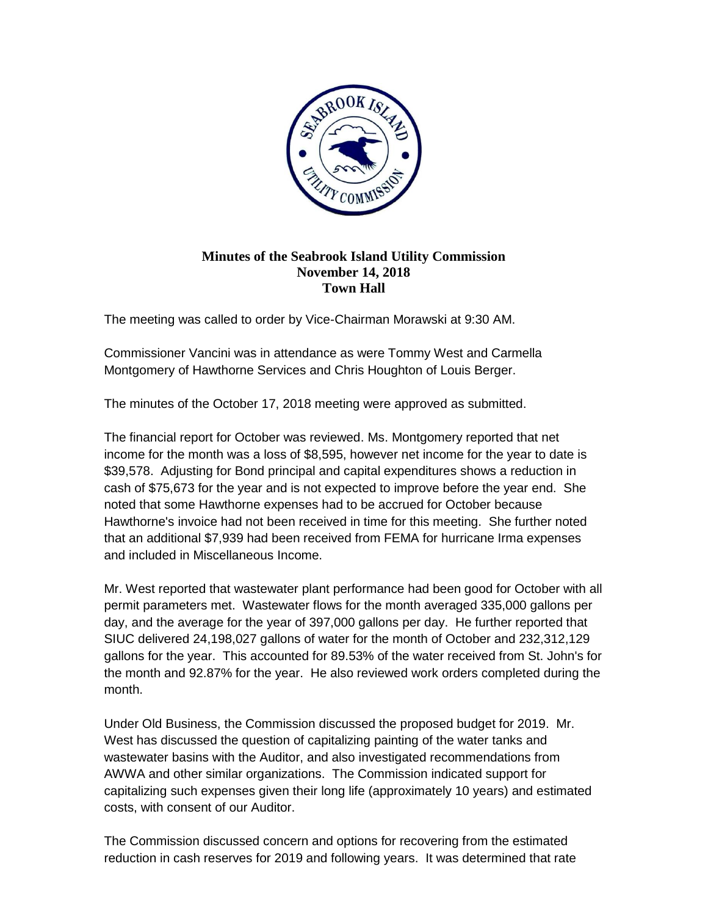# Minutes of the Seabrook Island Utility Commission
## November 14, 2018
## Town Hall

The meeting was called to order by Vice-Chairman Morawski at 9:30 AM.

Commissioner Vancini was in attendance as were Tommy West and Carmella Montgomery of Hawthorne Services and Chris Houghton of Louis Berger.

The minutes of the October 17, 2018 meeting were approved as submitted.

The financial report for October was reviewed. Ms. Montgomery reported that net income for the month was a loss of $8,595, however net income for the year to date is $39,578. Adjusting for Bond principal and capital expenditures shows a reduction in cash of $75,673 for the year and is not expected to improve before the year end. She noted that some Hawthorne expenses had to be accrued for October because Hawthorne's invoice had not been received in time for this meeting. She further noted that an additional $7,939 had been received from FEMA for hurricane Irma expenses and included in Miscellaneous Income.

Mr. West reported that wastewater plant performance had been good for October with all permit parameters met. Wastewater flows for the month averaged 335,000 gallons per day, and the average for the year of 397,000 gallons per day. He further reported that SIUC delivered 24,198,027 gallons of water for the month of October and 232,312,129 gallons for the year. This accounted for 89.53% of the water received from St. John's for the month and 92.87% for the year. He also reviewed work orders completed during the month.

Under Old Business, the Commission discussed the proposed budget for 2019. Mr. West has discussed the question of capitalizing painting of the water tanks and wastewater basins with the Auditor, and also investigated recommendations from AWWA and other similar organizations. The Commission indicated support for capitalizing such expenses given their long life (approximately 10 years) and estimated costs, with consent of our Auditor.

The Commission discussed concern and options for recovering from the estimated reduction in cash reserves for 2019 and following years. It was determined that rate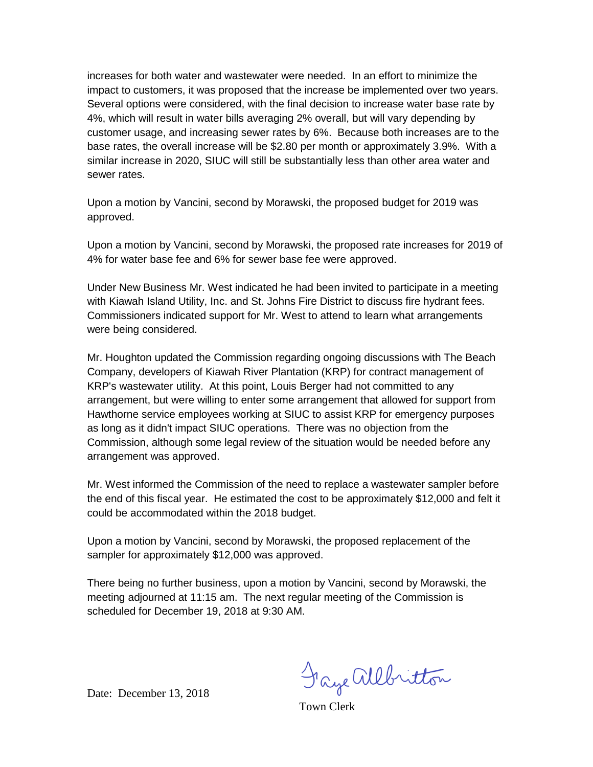increases for both water and wastewater were needed. In an effort to minimize the impact to customers, it was proposed that the increase be implemented over two years. Several options were considered, with the final decision to increase water base rate by 4%, which will result in water bills averaging 2% overall, but will vary depending by customer usage, and increasing sewer rates by 6%. Because both increases are to the base rates, the overall increase will be $2.80 per month or approximately 3.9%. With a similar increase in 2020, SIUC will still be substantially less than other area water and sewer rates.

Upon a motion by Vancini, second by Morawski, the proposed budget for 2019 was approved.

Upon a motion by Vancini, second by Morawski, the proposed rate increases for 2019 of 4% for water base fee and 6% for sewer base fee were approved.

Under New Business Mr. West indicated he had been invited to participate in a meeting with Kiawah Island Utility, Inc. and St. Johns Fire District to discuss fire hydrant fees. Commissioners indicated support for Mr. West to attend to learn what arrangements were being considered.

Mr. Houghton updated the Commission regarding ongoing discussions with The Beach Company, developers of Kiawah River Plantation (KRP) for contract management of KRP's wastewater utility. At this point, Louis Berger had not committed to any arrangement, but were willing to enter some arrangement that allowed for support from Hawthorne service employees working at SIUC to assist KRP for emergency purposes as long as it didn't impact SIUC operations. There was no objection from the Commission, although some legal review of the situation would be needed before any arrangement was approved.

Mr. West informed the Commission of the need to replace a wastewater sampler before the end of this fiscal year. He estimated the cost to be approximately $12,000 and felt it could be accommodated within the 2018 budget.

Upon a motion by Vancini, second by Morawski, the proposed replacement of the sampler for approximately $12,000 was approved.

There being no further business, upon a motion by Vancini, second by Morawski, the meeting adjourned at 11:15 am. The next regular meeting of the Commission is scheduled for December 19, 2018 at 9:30 AM.

Date: December 13, 2018

Faye Allbritton

Town Clerk